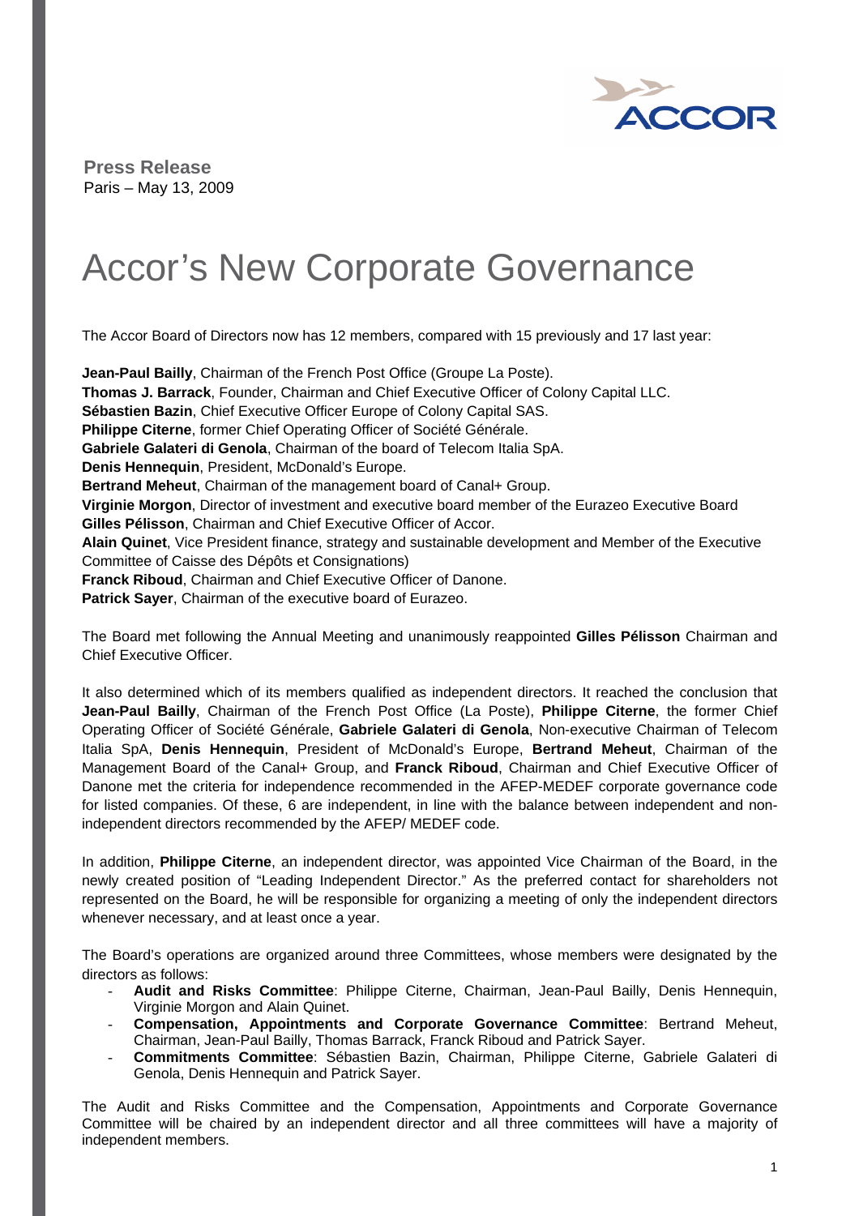**Press Release**
Paris – May 13, 2009

# Accor's New Corporate Governance

The Accor Board of Directors now has 12 members, compared with 15 previously and 17 last year:

**Jean-Paul Bailly**, Chairman of the French Post Office (Groupe La Poste).
**Thomas J. Barrack**, Founder, Chairman and Chief Executive Officer of Colony Capital LLC.
**Sébastien Bazin**, Chief Executive Officer Europe of Colony Capital SAS.
**Philippe Citerne**, former Chief Operating Officer of Société Générale.
**Gabriele Galateri di Genola**, Chairman of the board of Telecom Italia SpA.
**Denis Hennequin**, President, McDonald's Europe.
**Bertrand Meheut**, Chairman of the management board of Canal+ Group.
**Virginie Morgon**, Director of investment and executive board member of the Eurazeo Executive Board
**Gilles Pélisson**, Chairman and Chief Executive Officer of Accor.
**Alain Quinet**, Vice President finance, strategy and sustainable development and Member of the Executive Committee of Caisse des Dépôts et Consignations)
**Franck Riboud**, Chairman and Chief Executive Officer of Danone.
**Patrick Sayer**, Chairman of the executive board of Eurazeo.

The Board met following the Annual Meeting and unanimously reappointed **Gilles Pélisson** Chairman and Chief Executive Officer.

It also determined which of its members qualified as independent directors. It reached the conclusion that **Jean-Paul Bailly**, Chairman of the French Post Office (La Poste), **Philippe Citerne**, the former Chief Operating Officer of Société Générale, **Gabriele Galateri di Genola**, Non-executive Chairman of Telecom Italia SpA, **Denis Hennequin**, President of McDonald's Europe, **Bertrand Meheut**, Chairman of the Management Board of the Canal+ Group, and **Franck Riboud**, Chairman and Chief Executive Officer of Danone met the criteria for independence recommended in the AFEP-MEDEF corporate governance code for listed companies. Of these, 6 are independent, in line with the balance between independent and non-independent directors recommended by the AFEP/ MEDEF code.

In addition, **Philippe Citerne**, an independent director, was appointed Vice Chairman of the Board, in the newly created position of "Leading Independent Director." As the preferred contact for shareholders not represented on the Board, he will be responsible for organizing a meeting of only the independent directors whenever necessary, and at least once a year.

The Board's operations are organized around three Committees, whose members were designated by the directors as follows:

- **Audit and Risks Committee**: Philippe Citerne, Chairman, Jean-Paul Bailly, Denis Hennequin, Virginie Morgon and Alain Quinet.
- **Compensation, Appointments and Corporate Governance Committee**: Bertrand Meheut, Chairman, Jean-Paul Bailly, Thomas Barrack, Franck Riboud and Patrick Sayer.
- **Commitments Committee**: Sébastien Bazin, Chairman, Philippe Citerne, Gabriele Galateri di Genola, Denis Hennequin and Patrick Sayer.

The Audit and Risks Committee and the Compensation, Appointments and Corporate Governance Committee will be chaired by an independent director and all three committees will have a majority of independent members.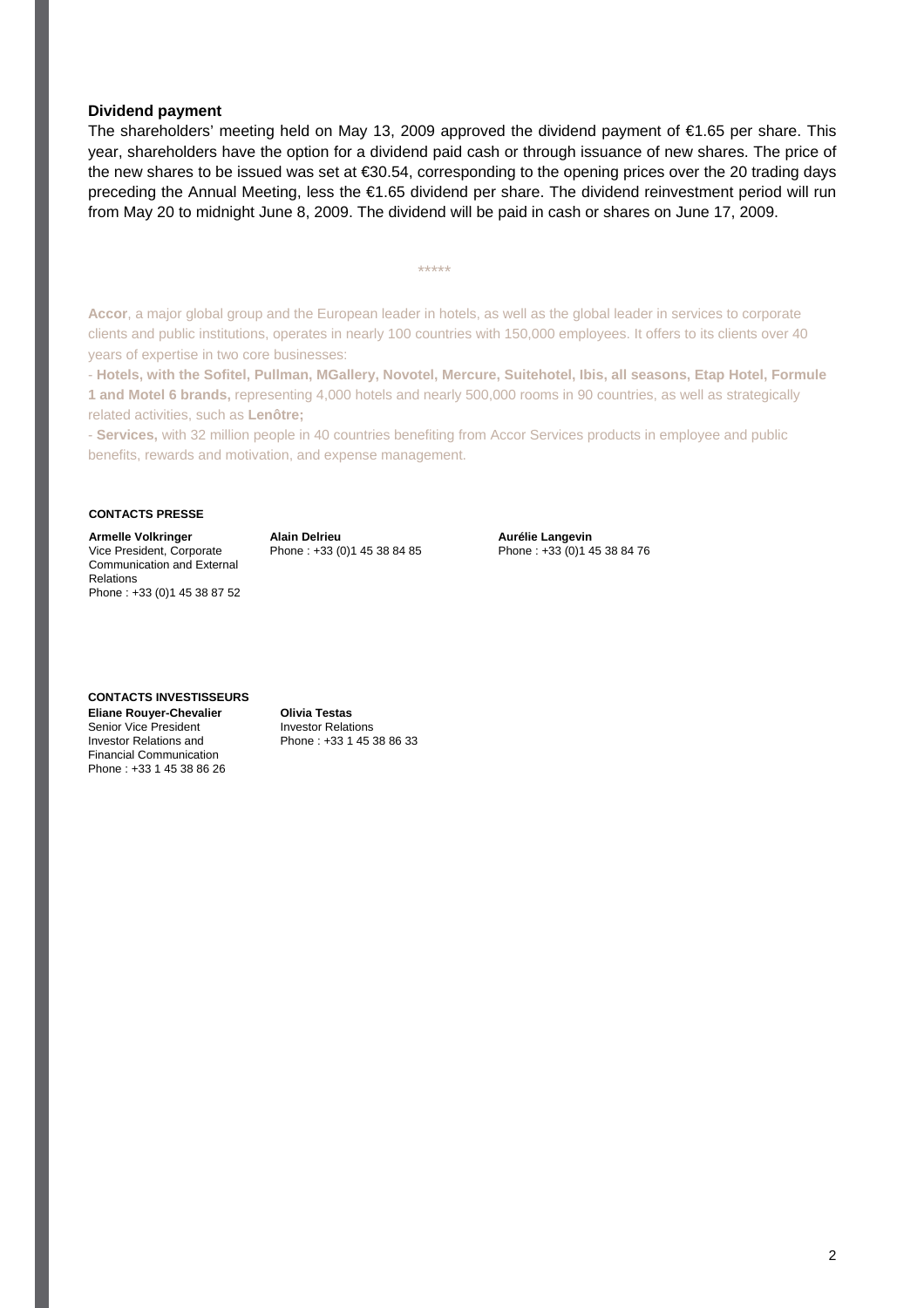**Dividend payment**

The shareholders' meeting held on May 13, 2009 approved the dividend payment of €1.65 per share. This year, shareholders have the option for a dividend paid cash or through issuance of new shares. The price of the new shares to be issued was set at €30.54, corresponding to the opening prices over the 20 trading days preceding the Annual Meeting, less the €1.65 dividend per share. The dividend reinvestment period will run from May 20 to midnight June 8, 2009. The dividend will be paid in cash or shares on June 17, 2009.

*****

**Accor**, a major global group and the European leader in hotels, as well as the global leader in services to corporate clients and public institutions, operates in nearly 100 countries with 150,000 employees. It offers to its clients over 40 years of expertise in two core businesses:

- **Hotels, with the Sofitel, Pullman, MGallery, Novotel, Mercure, Suitehotel, Ibis, all seasons, Etap Hotel, Formule 1 and Motel 6 brands,** representing 4,000 hotels and nearly 500,000 rooms in 90 countries, as well as strategically related activities, such as **Lenôtre;**
- **Services,** with 32 million people in 40 countries benefiting from Accor Services products in employee and public benefits, rewards and motivation, and expense management.

**CONTACTS PRESSE**

**Armelle Volkringer**
Vice President, Corporate Communication and External Relations
Phone : +33 (0)1 45 38 87 52

**Alain Delrieu**
Phone : +33 (0)1 45 38 84 85

**Aurélie Langevin**
Phone : +33 (0)1 45 38 84 76

**CONTACTS INVESTISSEURS**

**Eliane Rouyer-Chevalier**
Senior Vice President
Investor Relations and Financial Communication
Phone : +33 1 45 38 86 26

**Olivia Testas**
Investor Relations
Phone : +33 1 45 38 86 33